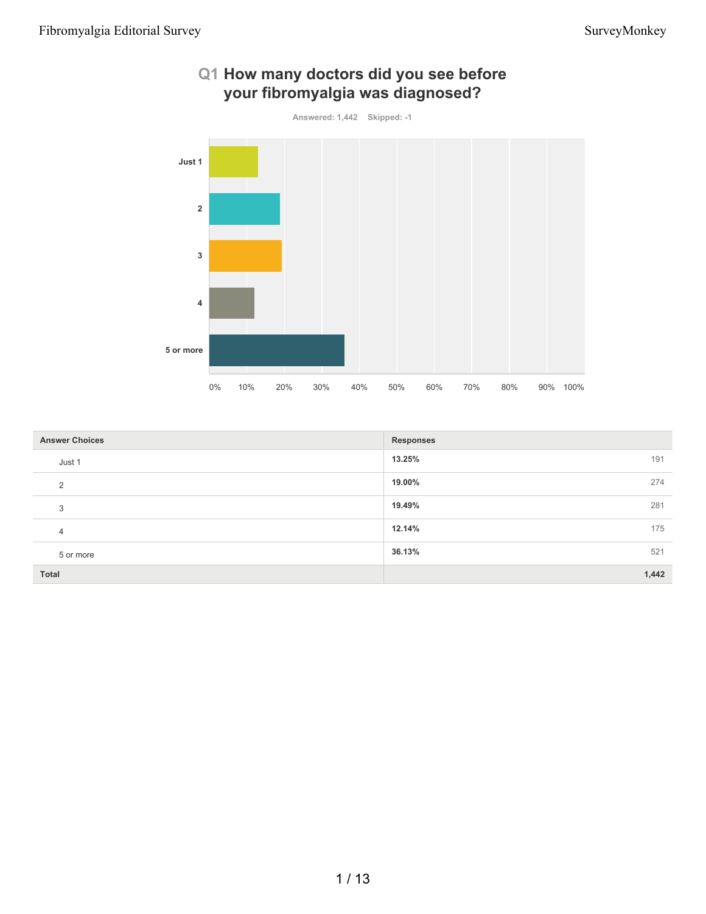# Q1 How many doctors did you see before your fibromyalgia was diagnosed?

Answered: 1,442 Skipped: -1

| Answer Choices | Responses | |
|---|---|---|
| Just 1 | 13.25% | 191 |
| 2 | 19.00% | 274 |
| 3 | 19.49% | 281 |
| 4 | 12.14% | 175 |
| 5 or more | 36.13% | 521 |
| **Total** | | **1,442** |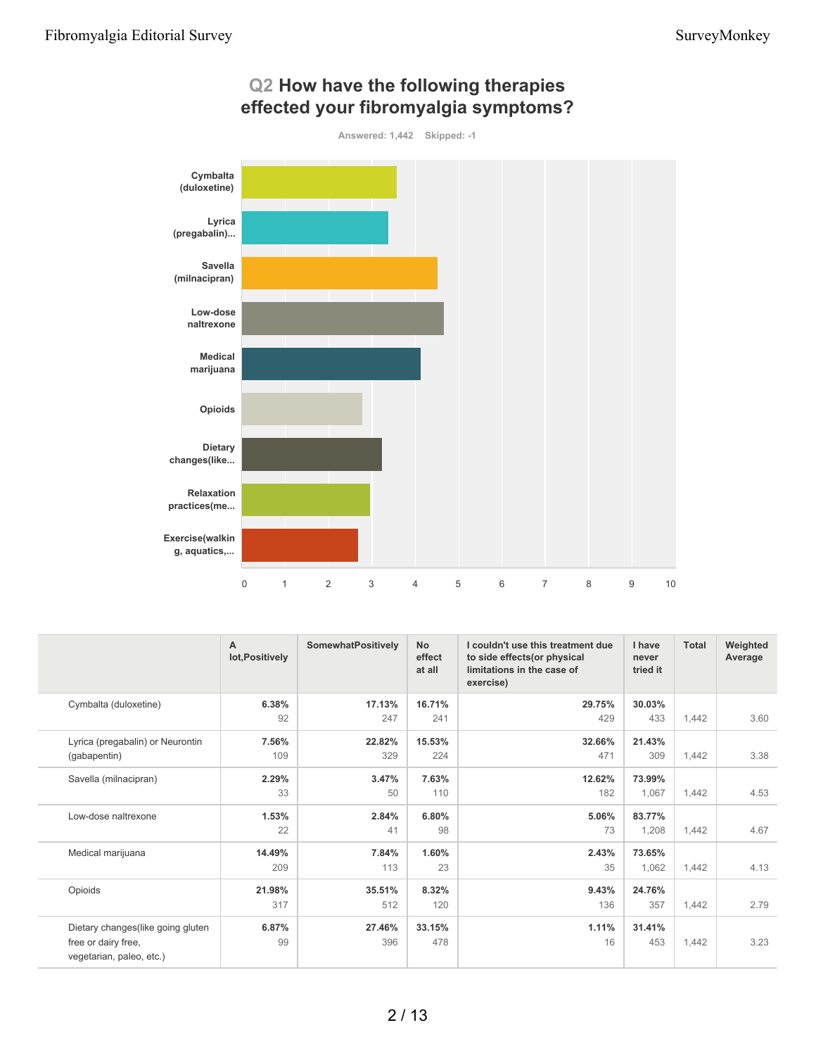## Q2 How have the following therapies effected your fibromyalgia symptoms?

Answered: 1,442 Skipped: -1

| | A lot,Positively | SomewhatPositively | No effect at all | I couldn't use this treatment due to side effects(or physical limitations in the case of exercise) | I have never tried it | Total | Weighted Average |
|---|---|---|---|---|---|---|---|
| Cymbalta (duloxetine) | 6.38% 92 | 17.13% 247 | 16.71% 241 | 29.75% 429 | 30.03% 433 | 1,442 | 3.60 |
| Lyrica (pregabalin) or Neurontin (gabapentin) | 7.56% 109 | 22.82% 329 | 15.53% 224 | 32.66% 471 | 21.43% 309 | 1,442 | 3.38 |
| Savella (milnacipran) | 2.29% 33 | 3.47% 50 | 7.63% 110 | 12.62% 182 | 73.99% 1,067 | 1,442 | 4.53 |
| Low-dose naltrexone | 1.53% 22 | 2.84% 41 | 6.80% 98 | 5.06% 73 | 83.77% 1,208 | 1,442 | 4.67 |
| Medical marijuana | 14.49% 209 | 7.84% 113 | 1.60% 23 | 2.43% 35 | 73.65% 1,062 | 1,442 | 4.13 |
| Opioids | 21.98% 317 | 35.51% 512 | 8.32% 120 | 9.43% 136 | 24.76% 357 | 1,442 | 2.79 |
| Dietary changes(like going gluten free or dairy free, vegetarian, paleo, etc.) | 6.87% 99 | 27.46% 396 | 33.15% 478 | 1.11% 16 | 31.41% 453 | 1,442 | 3.23 |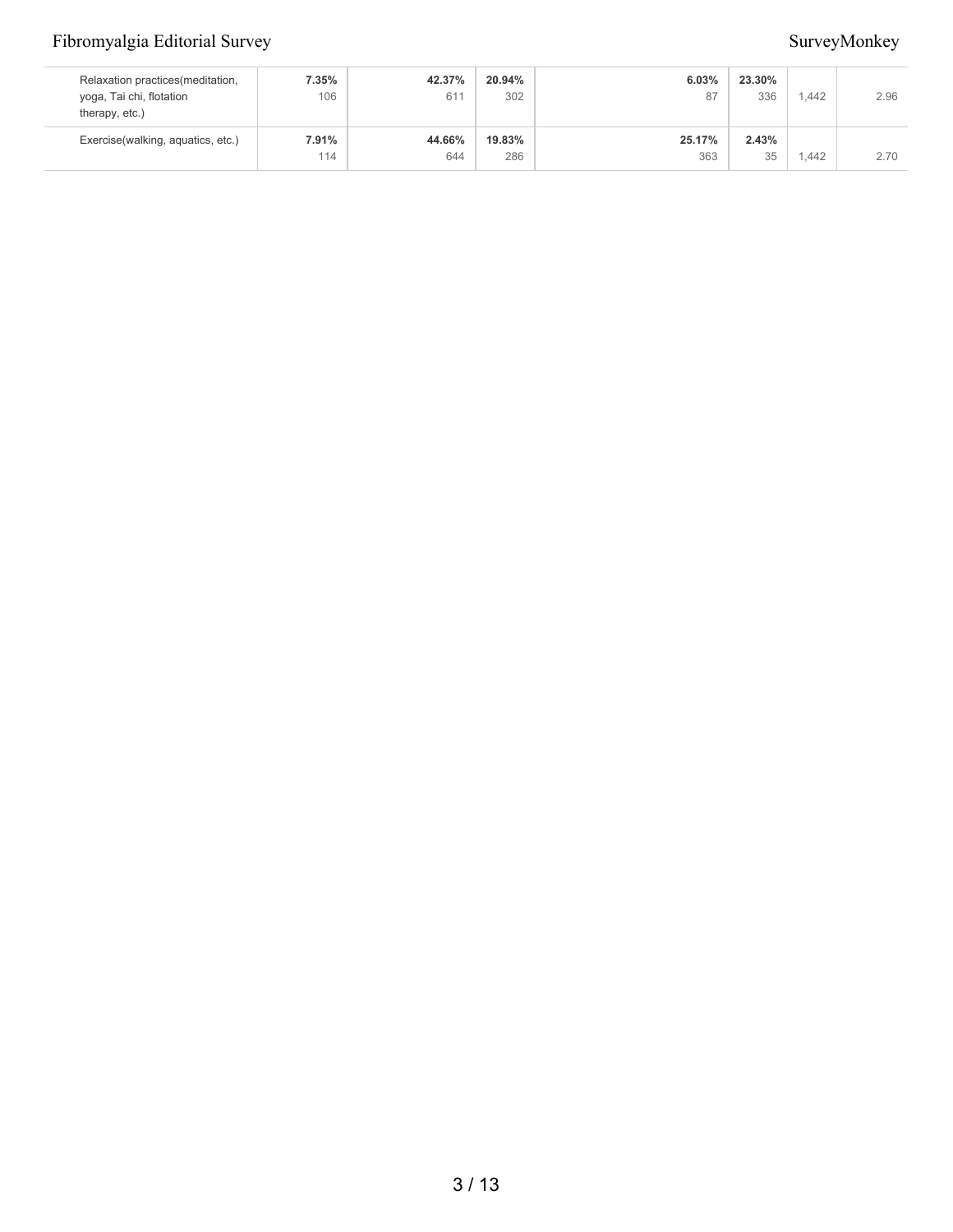|  |  |  |  |  |  |  |  |
|---|---|---|---|---|---|---|---|
| Relaxation practices(meditation, yoga, Tai chi, flotation therapy, etc.) | **7.35%**<br>106 | **42.37%**<br>611 | **20.94%**<br>302 | **6.03%**<br>87 | **23.30%**<br>336 | 1,442 | 2.96 |
| Exercise(walking, aquatics, etc.) | **7.91%**<br>114 | **44.66%**<br>644 | **19.83%**<br>286 | **25.17%**<br>363 | **2.43%**<br>35 | 1,442 | 2.70 |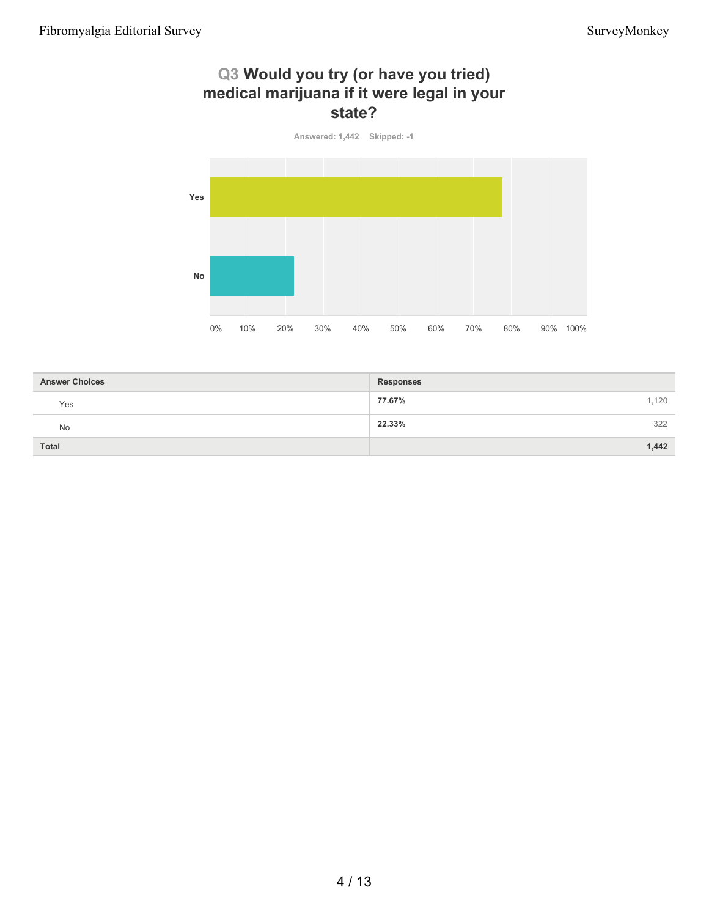## Q3 Would you try (or have you tried) medical marijuana if it were legal in your state?

Answered: 1,442 Skipped: -1

| Answer Choices | Responses | |
|---|---|---|
| Yes | 77.67% | 1,120 |
| No | 22.33% | 322 |
| **Total** | | **1,442** |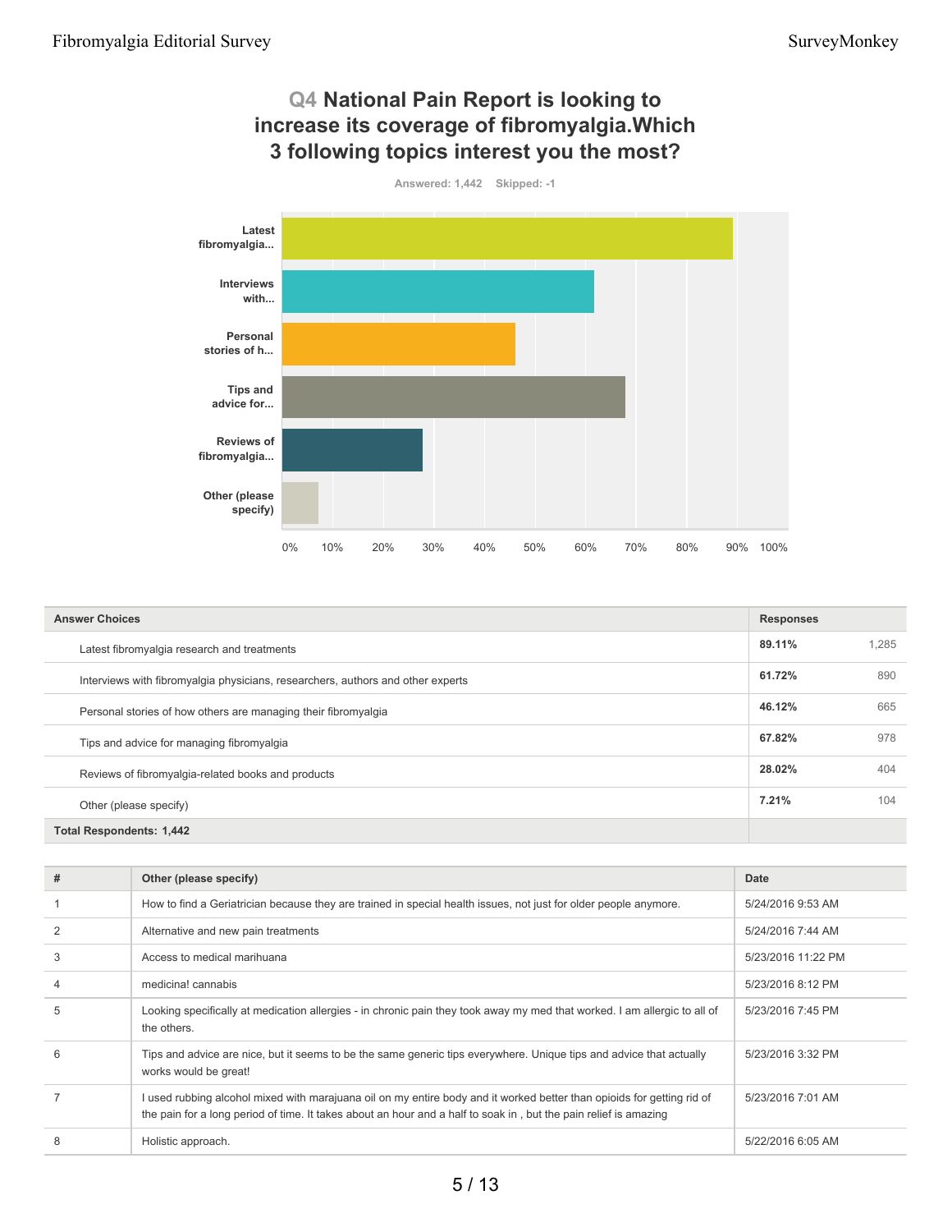## Q4 National Pain Report is looking to increase its coverage of fibromyalgia.Which 3 following topics interest you the most?

Answered: 1,442 Skipped: -1

| Answer Choices | Responses | |
|---|---|---|
| Latest fibromyalgia research and treatments | **89.11%** | 1,285 |
| Interviews with fibromyalgia physicians, researchers, authors and other experts | **61.72%** | 890 |
| Personal stories of how others are managing their fibromyalgia | **46.12%** | 665 |
| Tips and advice for managing fibromyalgia | **67.82%** | 978 |
| Reviews of fibromyalgia-related books and products | **28.02%** | 404 |
| Other (please specify) | **7.21%** | 104 |
| **Total Respondents: 1,442** | | |

| # | Other (please specify) | Date |
|---|---|---|
| 1 | How to find a Geriatrician because they are trained in special health issues, not just for older people anymore. | 5/24/2016 9:53 AM |
| 2 | Alternative and new pain treatments | 5/24/2016 7:44 AM |
| 3 | Access to medical marihuana | 5/23/2016 11:22 PM |
| 4 | medicina! cannabis | 5/23/2016 8:12 PM |
| 5 | Looking specifically at medication allergies - in chronic pain they took away my med that worked. I am allergic to all of the others. | 5/23/2016 7:45 PM |
| 6 | Tips and advice are nice, but it seems to be the same generic tips everywhere. Unique tips and advice that actually works would be great! | 5/23/2016 3:32 PM |
| 7 | I used rubbing alcohol mixed with marajuana oil on my entire body and it worked better than opioids for getting rid of the pain for a long period of time. It takes about an hour and a half to soak in , but the pain relief is amazing | 5/23/2016 7:01 AM |
| 8 | Holistic approach. | 5/22/2016 6:05 AM |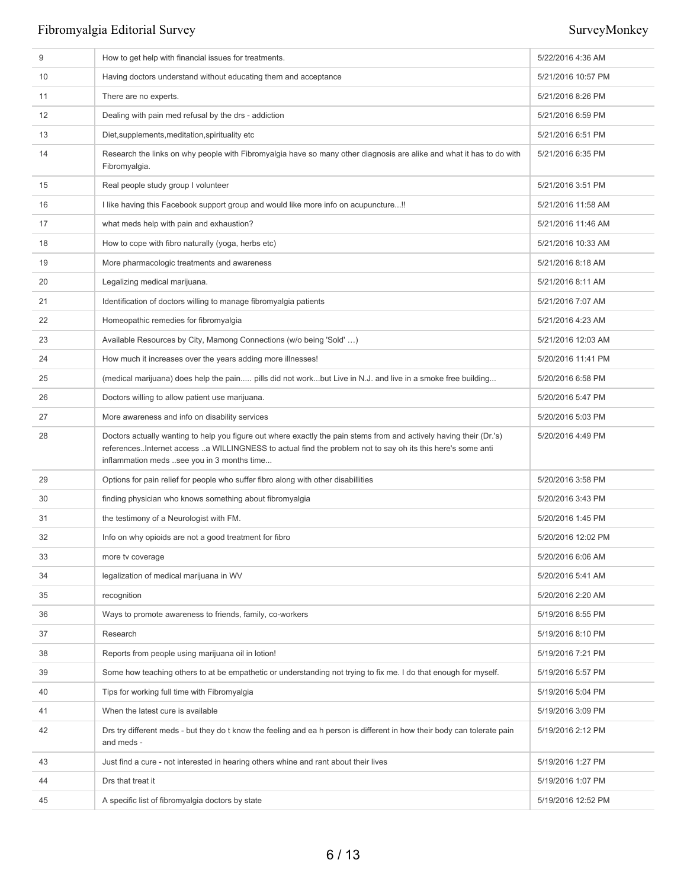| | | |
|---|---|---|
| 9 | How to get help with financial issues for treatments. | 5/22/2016 4:36 AM |
| 10 | Having doctors understand without educating them and acceptance | 5/21/2016 10:57 PM |
| 11 | There are no experts. | 5/21/2016 8:26 PM |
| 12 | Dealing with pain med refusal by the drs - addiction | 5/21/2016 6:59 PM |
| 13 | Diet,supplements,meditation,spirituality etc | 5/21/2016 6:51 PM |
| 14 | Research the links on why people with Fibromyalgia have so many other diagnosis are alike and what it has to do with Fibromyalgia. | 5/21/2016 6:35 PM |
| 15 | Real people study group I volunteer | 5/21/2016 3:51 PM |
| 16 | I like having this Facebook support group and would like more info on acupuncture...!! | 5/21/2016 11:58 AM |
| 17 | what meds help with pain and exhaustion? | 5/21/2016 11:46 AM |
| 18 | How to cope with fibro naturally (yoga, herbs etc) | 5/21/2016 10:33 AM |
| 19 | More pharmacologic treatments and awareness | 5/21/2016 8:18 AM |
| 20 | Legalizing medical marijuana. | 5/21/2016 8:11 AM |
| 21 | Identification of doctors willing to manage fibromyalgia patients | 5/21/2016 7:07 AM |
| 22 | Homeopathic remedies for fibromyalgia | 5/21/2016 4:23 AM |
| 23 | Available Resources by City, Mamong Connections (w/o being 'Sold' …) | 5/21/2016 12:03 AM |
| 24 | How much it increases over the years adding more illnesses! | 5/20/2016 11:41 PM |
| 25 | (medical marijuana) does help the pain..... pills did not work...but Live in N.J. and live in a smoke free building... | 5/20/2016 6:58 PM |
| 26 | Doctors willing to allow patient use marijuana. | 5/20/2016 5:47 PM |
| 27 | More awareness and info on disability services | 5/20/2016 5:03 PM |
| 28 | Doctors actually wanting to help you figure out where exactly the pain stems from and actively having their (Dr.'s) references..Internet access ..a WILLINGNESS to actual find the problem not to say oh its this here's some anti inflammation meds ..see you in 3 months time... | 5/20/2016 4:49 PM |
| 29 | Options for pain relief for people who suffer fibro along with other disabillities | 5/20/2016 3:58 PM |
| 30 | finding physician who knows something about fibromyalgia | 5/20/2016 3:43 PM |
| 31 | the testimony of a Neurologist with FM. | 5/20/2016 1:45 PM |
| 32 | Info on why opioids are not a good treatment for fibro | 5/20/2016 12:02 PM |
| 33 | more tv coverage | 5/20/2016 6:06 AM |
| 34 | legalization of medical marijuana in WV | 5/20/2016 5:41 AM |
| 35 | recognition | 5/20/2016 2:20 AM |
| 36 | Ways to promote awareness to friends, family, co-workers | 5/19/2016 8:55 PM |
| 37 | Research | 5/19/2016 8:10 PM |
| 38 | Reports from people using marijuana oil in lotion! | 5/19/2016 7:21 PM |
| 39 | Some how teaching others to at be empathetic or understanding not trying to fix me. I do that enough for myself. | 5/19/2016 5:57 PM |
| 40 | Tips for working full time with Fibromyalgia | 5/19/2016 5:04 PM |
| 41 | When the latest cure is available | 5/19/2016 3:09 PM |
| 42 | Drs try different meds - but they do t know the feeling and ea h person is different in how their body can tolerate pain and meds - | 5/19/2016 2:12 PM |
| 43 | Just find a cure - not interested in hearing others whine and rant about their lives | 5/19/2016 1:27 PM |
| 44 | Drs that treat it | 5/19/2016 1:07 PM |
| 45 | A specific list of fibromyalgia doctors by state | 5/19/2016 12:52 PM |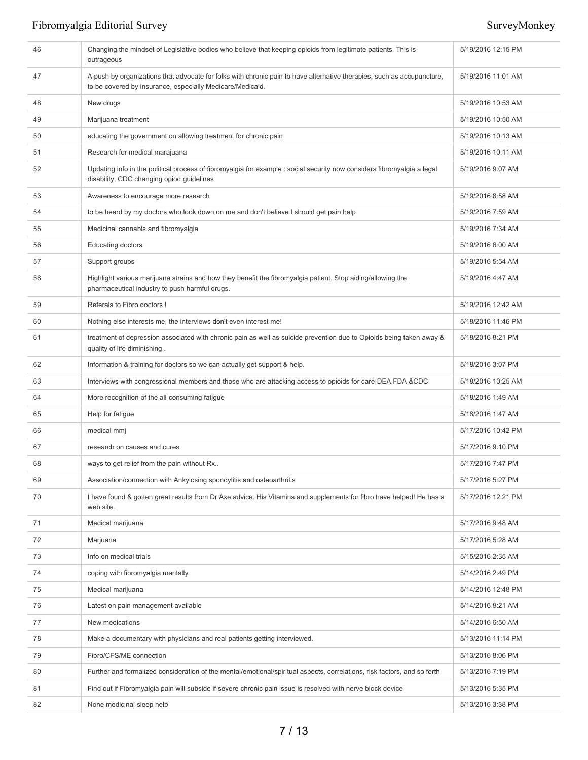| | | |
|---|---|---|
| 46 | Changing the mindset of Legislative bodies who believe that keeping opioids from legitimate patients. This is outrageous | 5/19/2016 12:15 PM |
| 47 | A push by organizations that advocate for folks with chronic pain to have alternative therapies, such as accupuncture, to be covered by insurance, especially Medicare/Medicaid. | 5/19/2016 11:01 AM |
| 48 | New drugs | 5/19/2016 10:53 AM |
| 49 | Marijuana treatment | 5/19/2016 10:50 AM |
| 50 | educating the government on allowing treatment for chronic pain | 5/19/2016 10:13 AM |
| 51 | Research for medical marajuana | 5/19/2016 10:11 AM |
| 52 | Updating info in the political process of fibromyalgia for example : social security now considers fibromyalgia a legal disability, CDC changing opiod guidelines | 5/19/2016 9:07 AM |
| 53 | Awareness to encourage more research | 5/19/2016 8:58 AM |
| 54 | to be heard by my doctors who look down on me and don't believe I should get pain help | 5/19/2016 7:59 AM |
| 55 | Medicinal cannabis and fibromyalgia | 5/19/2016 7:34 AM |
| 56 | Educating doctors | 5/19/2016 6:00 AM |
| 57 | Support groups | 5/19/2016 5:54 AM |
| 58 | Highlight various marijuana strains and how they benefit the fibromyalgia patient. Stop aiding/allowing the pharmaceutical industry to push harmful drugs. | 5/19/2016 4:47 AM |
| 59 | Referals to Fibro doctors ! | 5/19/2016 12:42 AM |
| 60 | Nothing else interests me, the interviews don't even interest me! | 5/18/2016 11:46 PM |
| 61 | treatment of depression associated with chronic pain as well as suicide prevention due to Opioids being taken away & quality of life diminishing . | 5/18/2016 8:21 PM |
| 62 | Information & training for doctors so we can actually get support & help. | 5/18/2016 3:07 PM |
| 63 | Interviews with congressional members and those who are attacking access to opioids for care-DEA,FDA &CDC | 5/18/2016 10:25 AM |
| 64 | More recognition of the all-consuming fatigue | 5/18/2016 1:49 AM |
| 65 | Help for fatigue | 5/18/2016 1:47 AM |
| 66 | medical mmj | 5/17/2016 10:42 PM |
| 67 | research on causes and cures | 5/17/2016 9:10 PM |
| 68 | ways to get relief from the pain without Rx.. | 5/17/2016 7:47 PM |
| 69 | Association/connection with Ankylosing spondylitis and osteoarthritis | 5/17/2016 5:27 PM |
| 70 | I have found & gotten great results from Dr Axe advice. His Vitamins and supplements for fibro have helped! He has a web site. | 5/17/2016 12:21 PM |
| 71 | Medical marijuana | 5/17/2016 9:48 AM |
| 72 | Marjuana | 5/17/2016 5:28 AM |
| 73 | Info on medical trials | 5/15/2016 2:35 AM |
| 74 | coping with fibromyalgia mentally | 5/14/2016 2:49 PM |
| 75 | Medical marijuana | 5/14/2016 12:48 PM |
| 76 | Latest on pain management available | 5/14/2016 8:21 AM |
| 77 | New medications | 5/14/2016 6:50 AM |
| 78 | Make a documentary with physicians and real patients getting interviewed. | 5/13/2016 11:14 PM |
| 79 | Fibro/CFS/ME connection | 5/13/2016 8:06 PM |
| 80 | Further and formalized consideration of the mental/emotional/spiritual aspects, correlations, risk factors, and so forth | 5/13/2016 7:19 PM |
| 81 | Find out if Fibromyalgia pain will subside if severe chronic pain issue is resolved with nerve block device | 5/13/2016 5:35 PM |
| 82 | None medicinal sleep help | 5/13/2016 3:38 PM |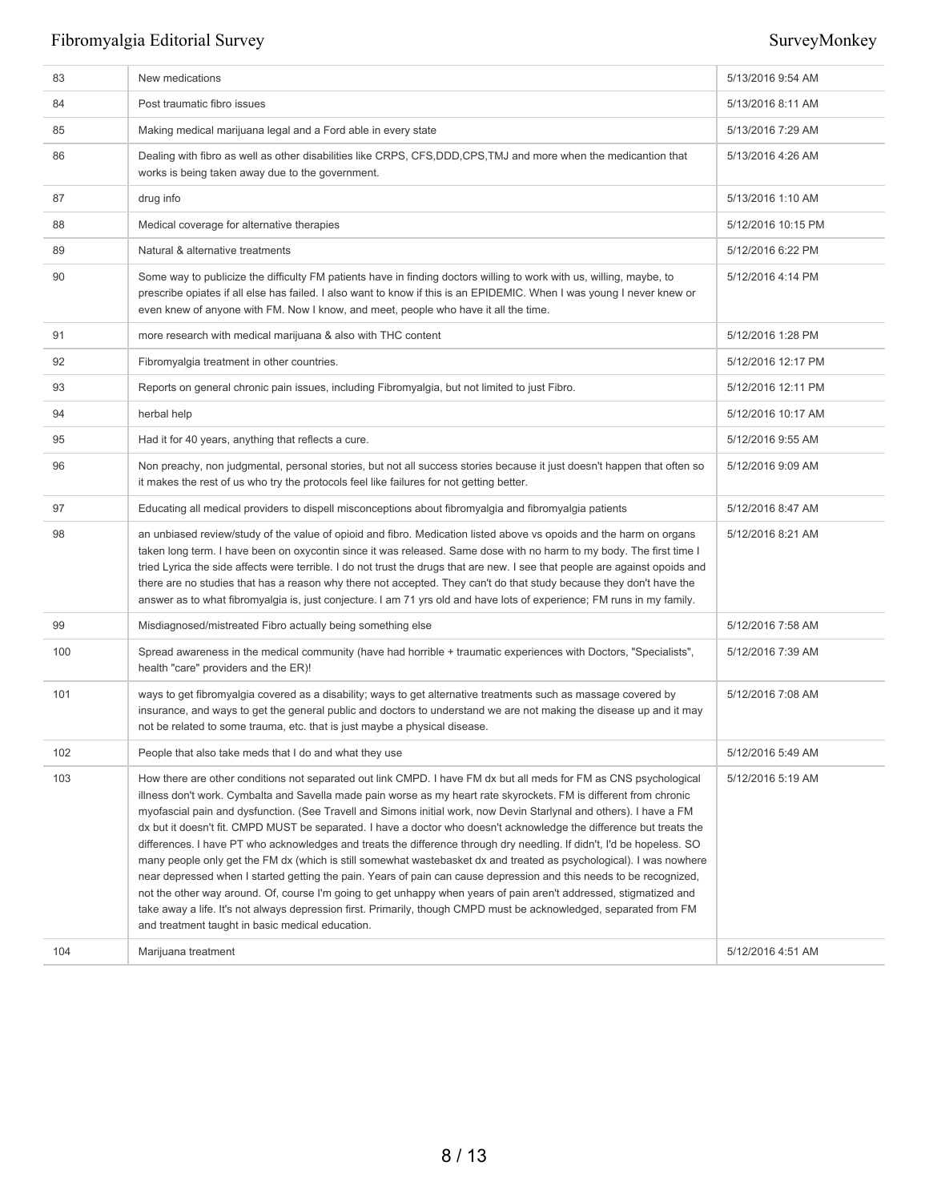| | | |
|---|---|---|
| 83 | New medications | 5/13/2016 9:54 AM |
| 84 | Post traumatic fibro issues | 5/13/2016 8:11 AM |
| 85 | Making medical marijuana legal and a Ford able in every state | 5/13/2016 7:29 AM |
| 86 | Dealing with fibro as well as other disabilities like CRPS, CFS,DDD,CPS,TMJ and more when the medicantion that works is being taken away due to the government. | 5/13/2016 4:26 AM |
| 87 | drug info | 5/13/2016 1:10 AM |
| 88 | Medical coverage for alternative therapies | 5/12/2016 10:15 PM |
| 89 | Natural & alternative treatments | 5/12/2016 6:22 PM |
| 90 | Some way to publicize the difficulty FM patients have in finding doctors willing to work with us, willing, maybe, to prescribe opiates if all else has failed. I also want to know if this is an EPIDEMIC. When I was young I never knew or even knew of anyone with FM. Now I know, and meet, people who have it all the time. | 5/12/2016 4:14 PM |
| 91 | more research with medical marijuana & also with THC content | 5/12/2016 1:28 PM |
| 92 | Fibromyalgia treatment in other countries. | 5/12/2016 12:17 PM |
| 93 | Reports on general chronic pain issues, including Fibromyalgia, but not limited to just Fibro. | 5/12/2016 12:11 PM |
| 94 | herbal help | 5/12/2016 10:17 AM |
| 95 | Had it for 40 years, anything that reflects a cure. | 5/12/2016 9:55 AM |
| 96 | Non preachy, non judgmental, personal stories, but not all success stories because it just doesn't happen that often so it makes the rest of us who try the protocols feel like failures for not getting better. | 5/12/2016 9:09 AM |
| 97 | Educating all medical providers to dispell misconceptions about fibromyalgia and fibromyalgia patients | 5/12/2016 8:47 AM |
| 98 | an unbiased review/study of the value of opioid and fibro. Medication listed above vs opoids and the harm on organs taken long term. I have been on oxycontin since it was released. Same dose with no harm to my body. The first time I tried Lyrica the side affects were terrible. I do not trust the drugs that are new. I see that people are against opoids and there are no studies that has a reason why there not accepted. They can't do that study because they don't have the answer as to what fibromyalgia is, just conjecture. I am 71 yrs old and have lots of experience; FM runs in my family. | 5/12/2016 8:21 AM |
| 99 | Misdiagnosed/mistreated Fibro actually being something else | 5/12/2016 7:58 AM |
| 100 | Spread awareness in the medical community (have had horrible + traumatic experiences with Doctors, "Specialists", health "care" providers and the ER)! | 5/12/2016 7:39 AM |
| 101 | ways to get fibromyalgia covered as a disability; ways to get alternative treatments such as massage covered by insurance, and ways to get the general public and doctors to understand we are not making the disease up and it may not be related to some trauma, etc. that is just maybe a physical disease. | 5/12/2016 7:08 AM |
| 102 | People that also take meds that I do and what they use | 5/12/2016 5:49 AM |
| 103 | How there are other conditions not separated out link CMPD. I have FM dx but all meds for FM as CNS psychological illness don't work. Cymbalta and Savella made pain worse as my heart rate skyrockets. FM is different from chronic myofascial pain and dysfunction. (See Travell and Simons initial work, now Devin Starlynal and others). I have a FM dx but it doesn't fit. CMPD MUST be separated. I have a doctor who doesn't acknowledge the difference but treats the differences. I have PT who acknowledges and treats the difference through dry needling. If didn't, I'd be hopeless. SO many people only get the FM dx (which is still somewhat wastebasket dx and treated as psychological). I was nowhere near depressed when I started getting the pain. Years of pain can cause depression and this needs to be recognized, not the other way around. Of, course I'm going to get unhappy when years of pain aren't addressed, stigmatized and take away a life. It's not always depression first. Primarily, though CMPD must be acknowledged, separated from FM and treatment taught in basic medical education. | 5/12/2016 5:19 AM |
| 104 | Marijuana treatment | 5/12/2016 4:51 AM |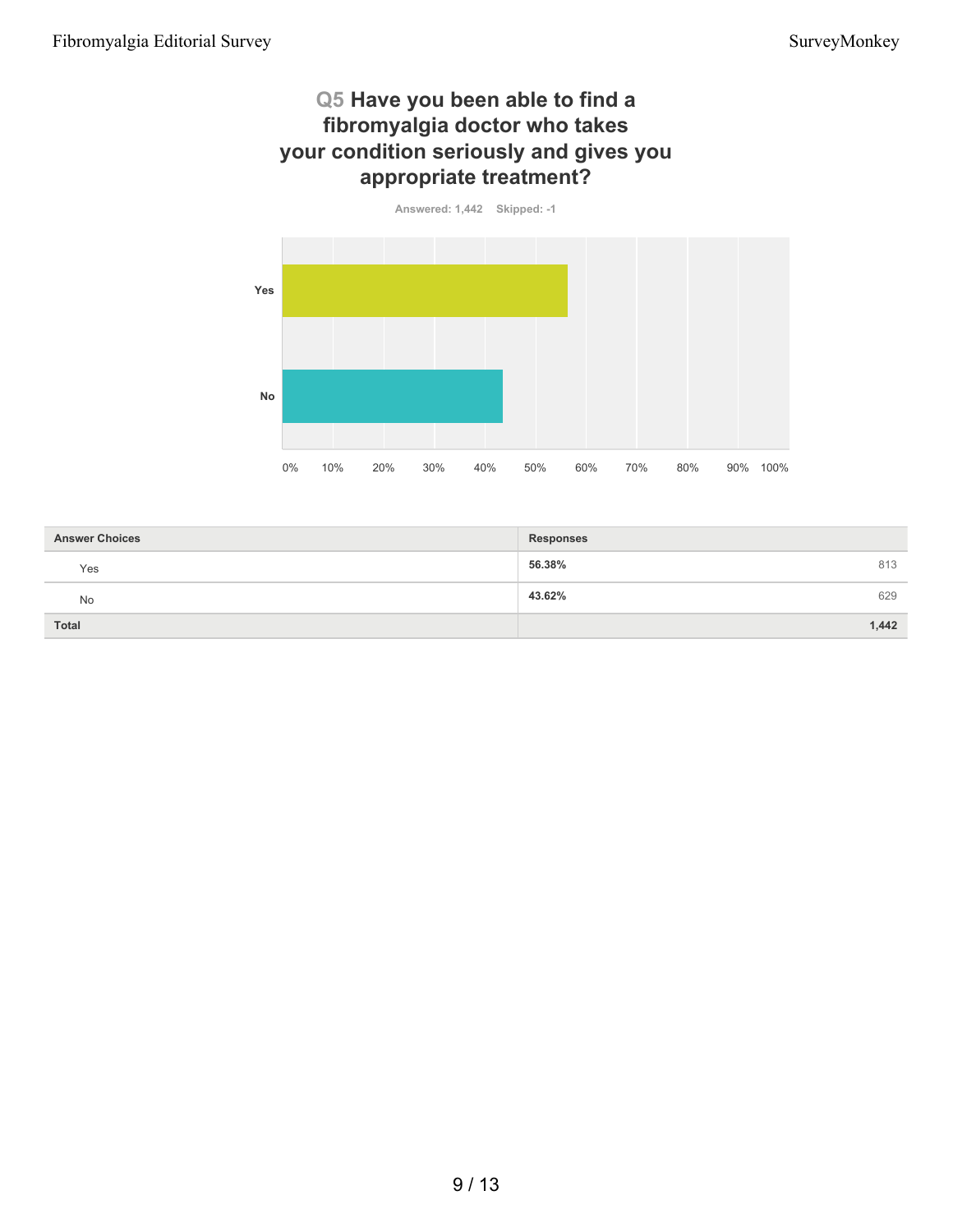## Q5 Have you been able to find a fibromyalgia doctor who takes your condition seriously and gives you appropriate treatment?

Answered: 1,442 Skipped: -1

| Answer Choices | Responses | |
|---|---|---|
| Yes | 56.38% | 813 |
| No | 43.62% | 629 |
| Total | | 1,442 |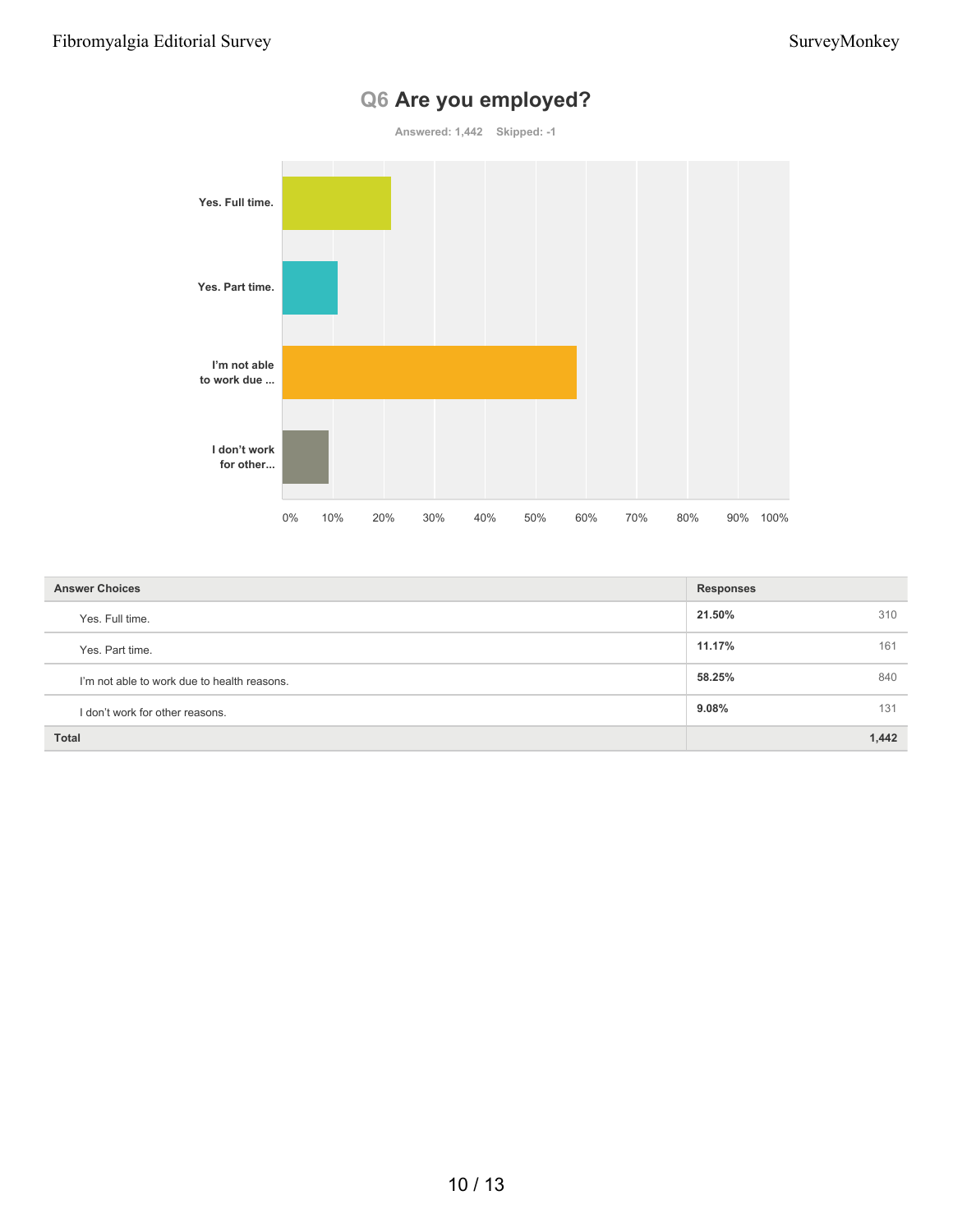## Q6 Are you employed?

Answered: 1,442 Skipped: -1

| Answer Choices | Responses | |
|---|---|---|
| Yes. Full time. | 21.50% | 310 |
| Yes. Part time. | 11.17% | 161 |
| I'm not able to work due to health reasons. | 58.25% | 840 |
| I don't work for other reasons. | 9.08% | 131 |
| **Total** | | **1,442** |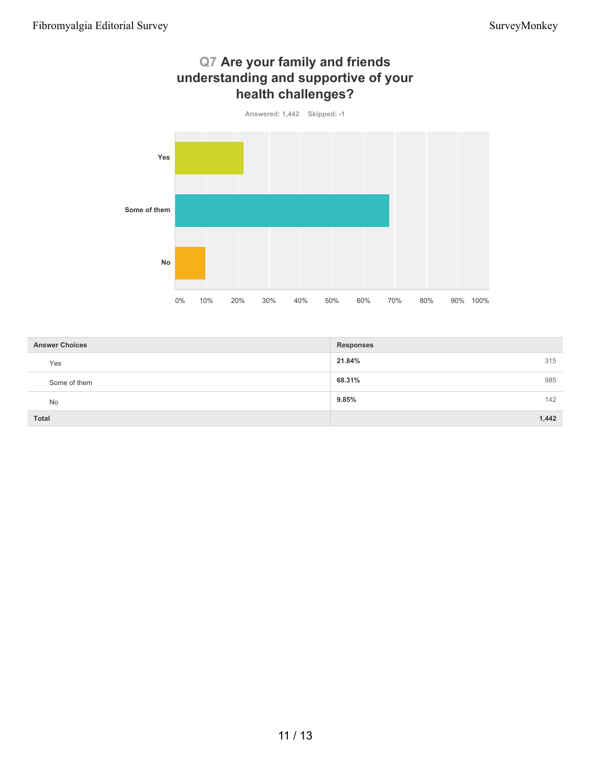## Q7 Are your family and friends understanding and supportive of your health challenges?

Answered: 1,442 Skipped: -1

| Answer Choices | Responses | |
|---|---|---|
| Yes | 21.84% | 315 |
| Some of them | 68.31% | 985 |
| No | 9.85% | 142 |
| **Total** | | **1,442** |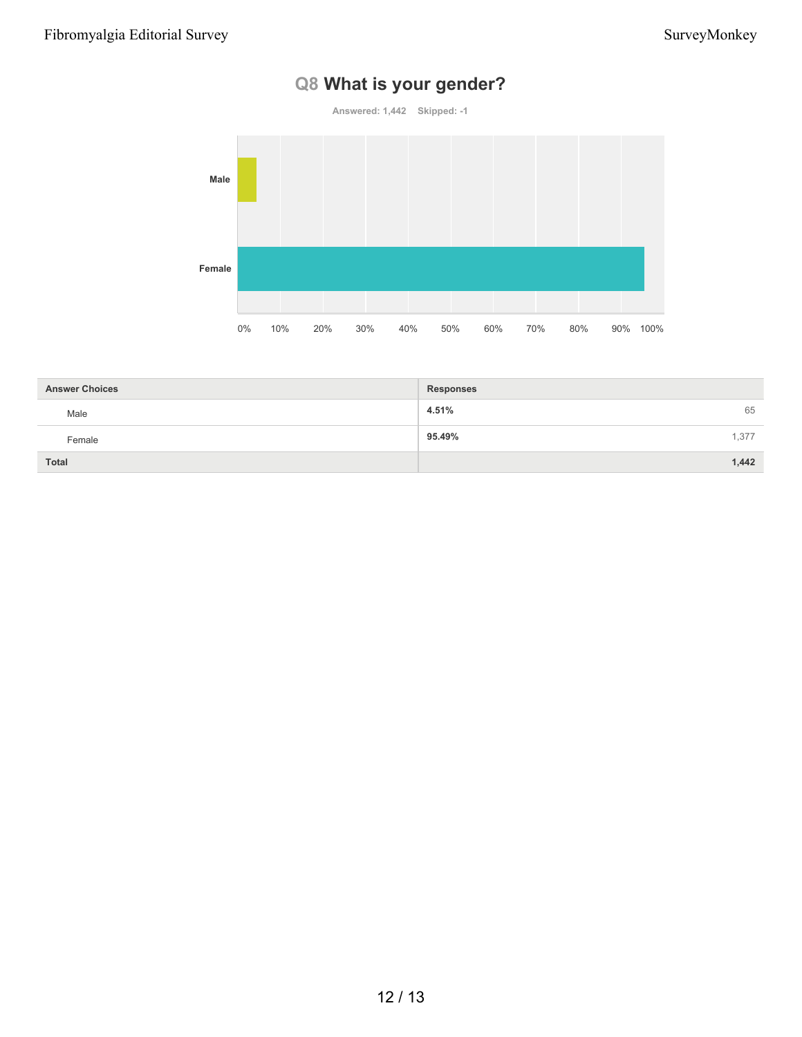## Q8 What is your gender?

Answered: 1,442 Skipped: -1

| Answer Choices | Responses | |
|---|---|---|
| Male | 4.51% | 65 |
| Female | 95.49% | 1,377 |
| **Total** | | **1,442** |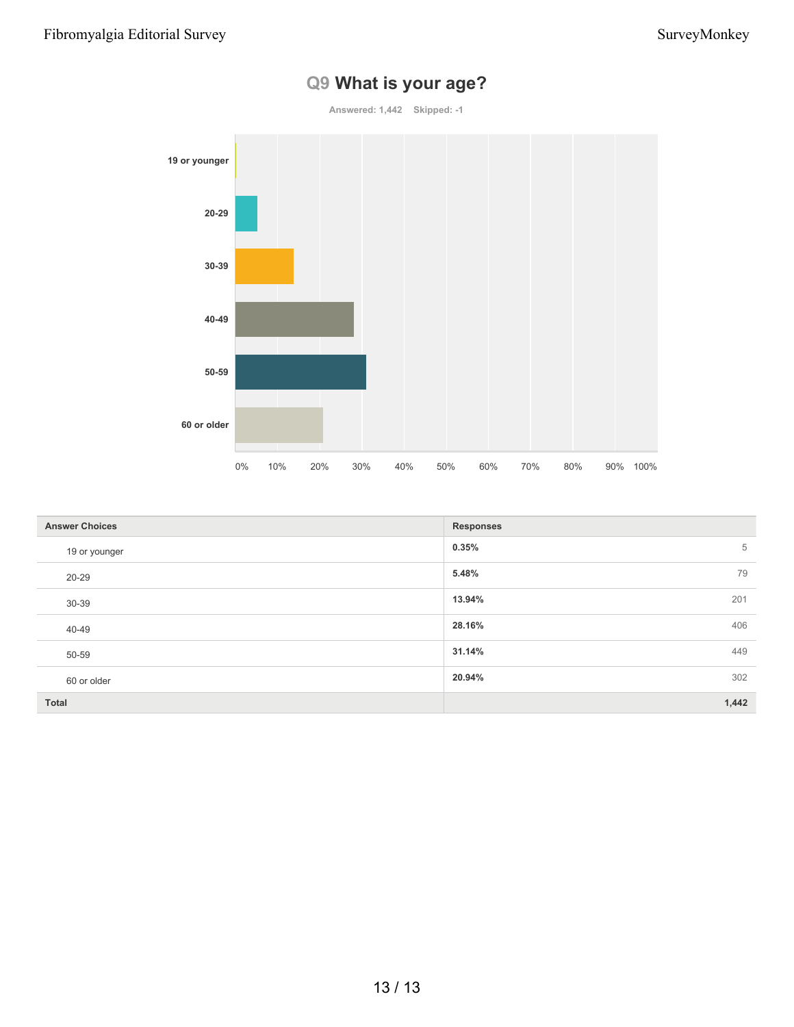## Q9 What is your age?

Answered: 1,442 Skipped: -1

19 or younger
20-29
30-39
40-49
50-59
60 or older

0% 10% 20% 30% 40% 50% 60% 70% 80% 90% 100%

| Answer Choices | Responses | |
|---|---|---|
| 19 or younger | **0.35%** | 5 |
| 20-29 | **5.48%** | 79 |
| 30-39 | **13.94%** | 201 |
| 40-49 | **28.16%** | 406 |
| 50-59 | **31.14%** | 449 |
| 60 or older | **20.94%** | 302 |
| **Total** | | **1,442** |